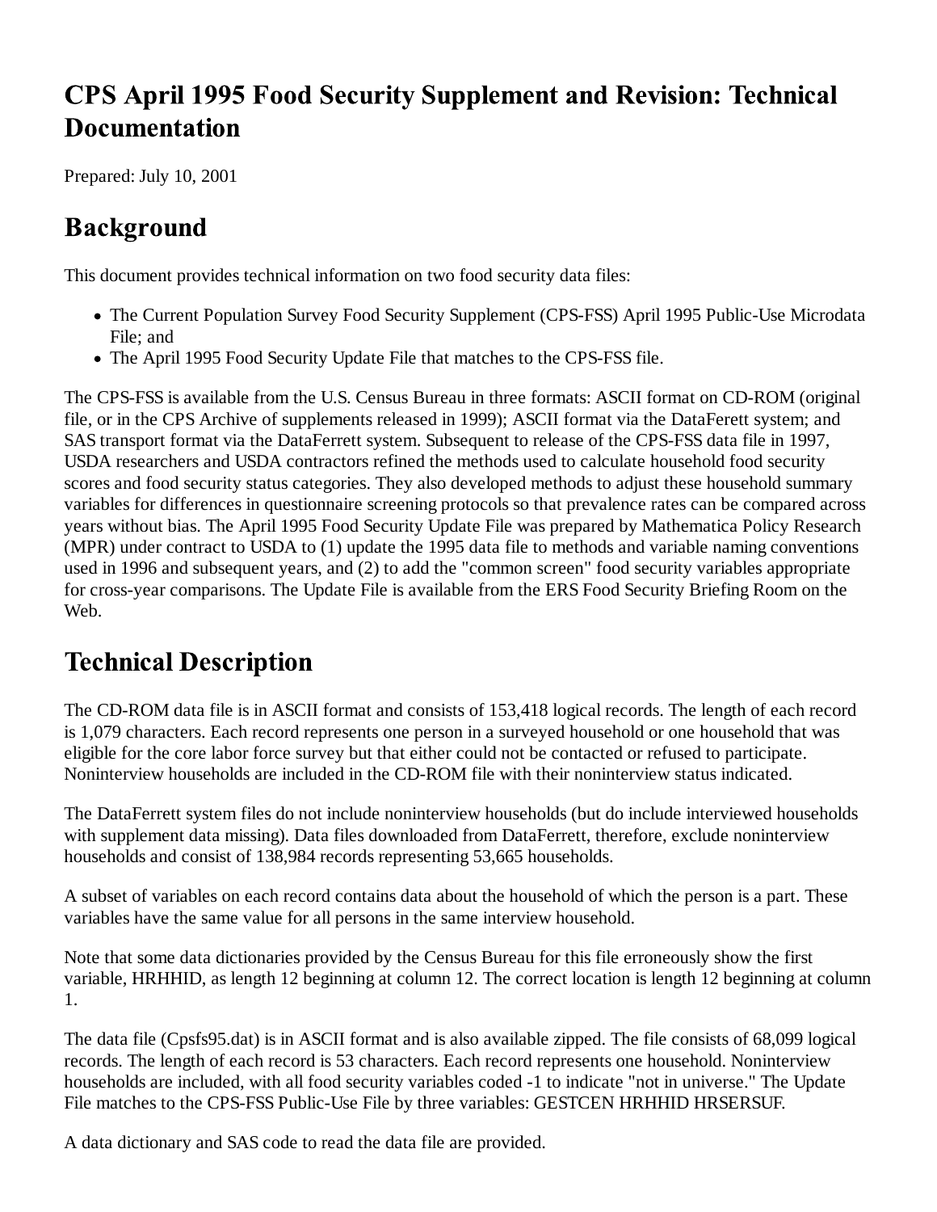# CPS April 1995 Food Security Supplement and Revision: Technical Documentation

Prepared: July 10, 2001

## Background

This document provides technical information on two food security data files:

- The Current Population Survey Food Security Supplement (CPS-FSS) April 1995 Public-Use Microdata File; and
- The April 1995 Food Security Update File that matches to the CPS-FSS file.

The CPS-FSS is available from the U.S. Census Bureau in three formats: ASCII format on CD-ROM (original file, or in the CPS Archive of supplements released in 1999); ASCII format via the DataFerett system; and SAS transport format via the DataFerrett system. Subsequent to release of the CPS-FSS data file in 1997, USDA researchers and USDA contractors refined the methods used to calculate household food security scores and food security status categories. They also developed methods to adjust these household summary variables for differences in questionnaire screening protocols so that prevalence rates can be compared across years without bias. The April 1995 Food Security Update File was prepared by Mathematica Policy Research (MPR) under contract to USDA to (1) update the 1995 data file to methods and variable naming conventions used in 1996 and subsequent years, and (2) to add the "common screen" food security variables appropriate for cross-year comparisons. The Update File is available from the ERS Food Security Briefing Room on the Web.

## Technical Description

The CD-ROM data file is in ASCII format and consists of 153,418 logical records. The length of each record is 1,079 characters. Each record represents one person in a surveyed household or one household that was eligible for the core labor force survey but that either could not be contacted or refused to participate. Noninterview households are included in the CD-ROM file with their noninterview status indicated.

The DataFerrett system files do not include noninterview households (but do include interviewed households with supplement data missing). Data files downloaded from DataFerrett, therefore, exclude noninterview households and consist of 138,984 records representing 53,665 households.

A subset of variables on each record contains data about the household of which the person is a part. These variables have the same value for all persons in the same interview household.

Note that some data dictionaries provided by the Census Bureau for this file erroneously show the first variable, HRHHID, as length 12 beginning at column 12. The correct location is length 12 beginning at column 1.

The data file (Cpsfs95.dat) is in ASCII format and is also available zipped. The file consists of 68,099 logical records. The length of each record is 53 characters. Each record represents one household. Noninterview households are included, with all food security variables coded -1 to indicate "not in universe." The Update File matches to the CPS-FSS Public-Use File by three variables: GESTCEN HRHHID HRSERSUF.

A data dictionary and SAS code to read the data file are provided.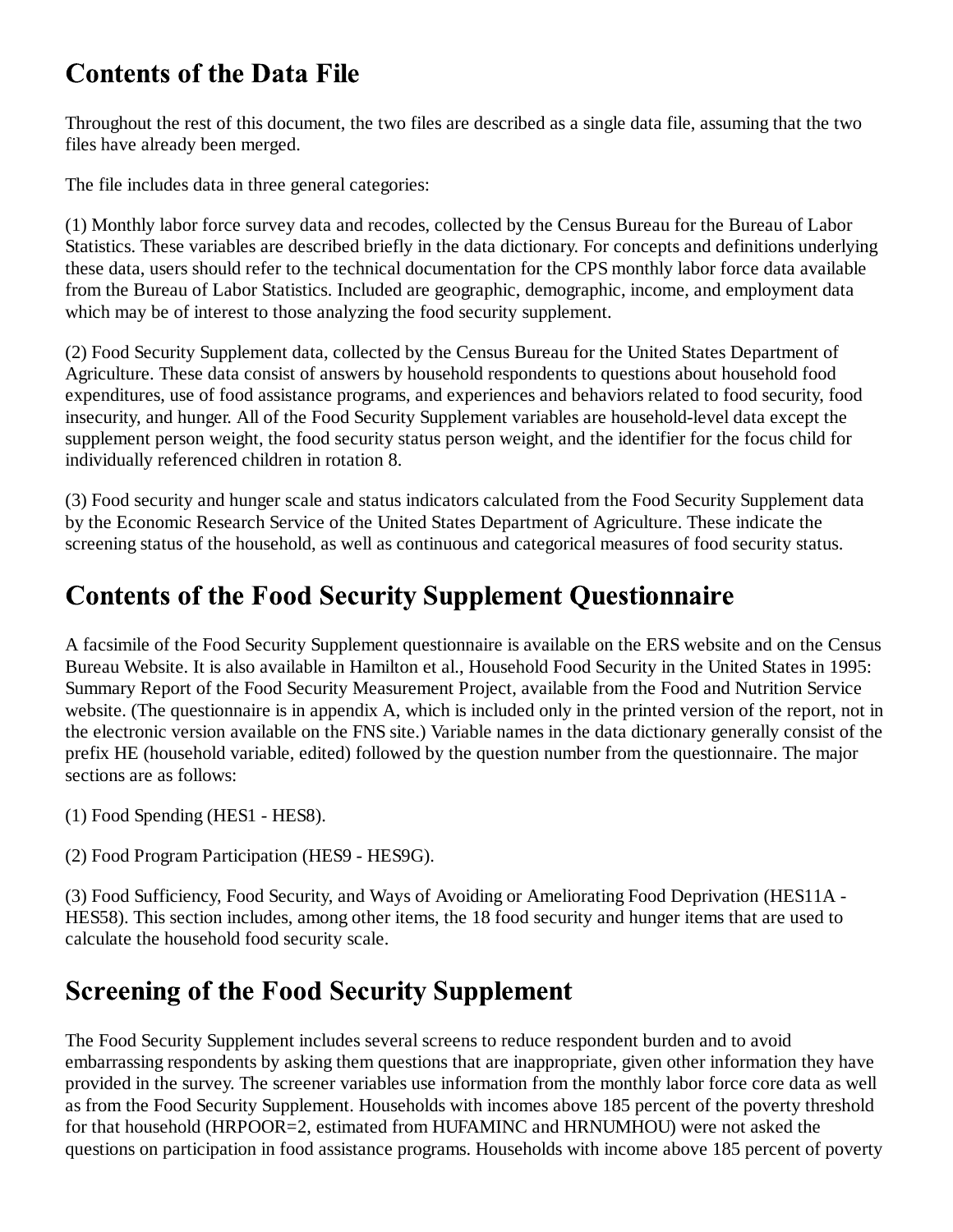## Contents of the Data File

Throughout the rest of this document, the two files are described as a single data file, assuming that the two files have already been merged.

The file includes data in three general categories:

(1) Monthly labor force survey data and recodes, collected by the Census Bureau for the Bureau of Labor Statistics. These variables are described briefly in the data dictionary. For concepts and definitions underlying these data, users should refer to the technical documentation for the CPS monthly labor force data available from the Bureau of Labor Statistics. Included are geographic, demographic, income, and employment data which may be of interest to those analyzing the food security supplement.

(2) Food Security Supplement data, collected by the Census Bureau for the United States Department of Agriculture. These data consist of answers by household respondents to questions about household food expenditures, use of food assistance programs, and experiences and behaviors related to food security, food insecurity, and hunger. All of the Food Security Supplement variables are household-level data except the supplement person weight, the food security status person weight, and the identifier for the focus child for individually referenced children in rotation 8.

(3) Food security and hunger scale and status indicators calculated from the Food Security Supplement data by the Economic Research Service of the United States Department of Agriculture. These indicate the screening status of the household, as well as continuous and categorical measures of food security status.

## Contents of the Food Security Supplement Questionnaire

A facsimile of the Food Security Supplement questionnaire is available on the ERS website and on the Census Bureau Website. It is also available in Hamilton et al., Household Food Security in the United States in 1995: Summary Report of the Food Security Measurement Project, available from the Food and Nutrition Service website. (The questionnaire is in appendix A, which is included only in the printed version of the report, not in the electronic version available on the FNS site.) Variable names in the data dictionary generally consist of the prefix HE (household variable, edited) followed by the question number from the questionnaire. The major sections are as follows:

(1) Food Spending (HES1 - HES8).

(2) Food Program Participation (HES9 - HES9G).

(3) Food Sufficiency, Food Security, and Ways of Avoiding or Ameliorating Food Deprivation (HES11A - HES58). This section includes, among other items, the 18 food security and hunger items that are used to calculate the household food security scale.

## Screening of the Food Security Supplement

The Food Security Supplement includes several screens to reduce respondent burden and to avoid embarrassing respondents by asking them questions that are inappropriate, given other information they have provided in the survey. The screener variables use information from the monthly labor force core data as well as from the Food Security Supplement. Households with incomes above 185 percent of the poverty threshold for that household (HRPOOR=2, estimated from HUFAMINC and HRNUMHOU) were not asked the questions on participation in food assistance programs. Households with income above 185 percent of poverty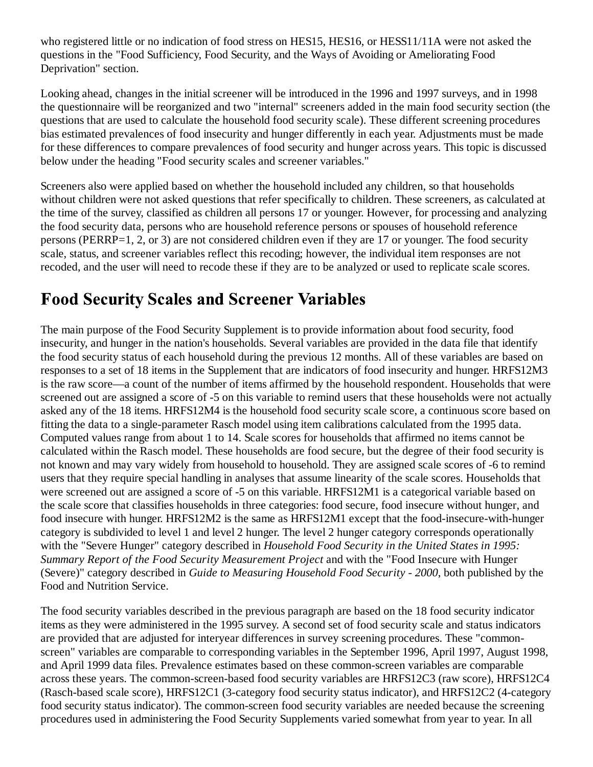who registered little or no indication of food stress on HES15, HES16, or HESS11/11A were not asked the questions in the "Food Sufficiency, Food Security, and the Ways of Avoiding or Ameliorating Food Deprivation" section.

Looking ahead, changes in the initial screener will be introduced in the 1996 and 1997 surveys, and in 1998 the questionnaire will be reorganized and two "internal" screeners added in the main food security section (the questions that are used to calculate the household food security scale). These different screening procedures bias estimated prevalences of food insecurity and hunger differently in each year. Adjustments must be made for these differences to compare prevalences of food security and hunger across years. This topic is discussed below under the heading "Food security scales and screener variables."

Screeners also were applied based on whether the household included any children, so that households without children were not asked questions that refer specifically to children. These screeners, as calculated at the time of the survey, classified as children all persons 17 or younger. However, for processing and analyzing the food security data, persons who are household reference persons or spouses of household reference persons (PERRP=1, 2, or 3) are not considered children even if they are 17 or younger. The food security scale, status, and screener variables reflect this recoding; however, the individual item responses are not recoded, and the user will need to recode these if they are to be analyzed or used to replicate scale scores.

# Food Security Scales and Screener Variables

The main purpose of the Food Security Supplement is to provide information about food security, food insecurity, and hunger in the nation's households. Several variables are provided in the data file that identify the food security status of each household during the previous 12 months. All of these variables are based on responses to a set of 18 items in the Supplement that are indicators of food insecurity and hunger. HRFS12M3 is the raw score—a count of the number of items affirmed by the household respondent. Households that were screened out are assigned a score of -5 on this variable to remind users that these households were not actually asked any of the 18 items. HRFS12M4 is the household food security scale score, a continuous score based on fitting the data to a single-parameter Rasch model using item calibrations calculated from the 1995 data. Computed values range from about 1 to 14. Scale scores for households that affirmed no items cannot be calculated within the Rasch model. These households are food secure, but the degree of their food security is not known and may vary widely from household to household. They are assigned scale scores of -6 to remind users that they require special handling in analyses that assume linearity of the scale scores. Households that were screened out are assigned a score of -5 on this variable. HRFS12M1 is a categorical variable based on the scale score that classifies households in three categories: food secure, food insecure without hunger, and food insecure with hunger. HRFS12M2 is the same as HRFS12M1 except that the food-insecure-with-hunger category is subdivided to level 1 and level 2 hunger. The level 2 hunger category corresponds operationally with the "Severe Hunger" category described in *Household Food Security in the United States in 1995: Summary Report of the Food Security Measurement Project* and with the "Food Insecure with Hunger (Severe)" category described in *Guide to Measuring Household Food Security - 2000*, both published by the Food and Nutrition Service.

The food security variables described in the previous paragraph are based on the 18 food security indicator items as they were administered in the 1995 survey. A second set of food security scale and status indicators are provided that are adjusted for interyear differences in survey screening procedures. These "common-screen" variables are comparable to corresponding variables in the September 1996, April 1997, August 1998, and April 1999 data files. Prevalence estimates based on these common-screen variables are comparable across these years. The common-screen-based food security variables are HRFS12C3 (raw score), HRFS12C4 (Rasch-based scale score), HRFS12C1 (3-category food security status indicator), and HRFS12C2 (4-category food security status indicator). The common-screen food security variables are needed because the screening procedures used in administering the Food Security Supplements varied somewhat from year to year. In all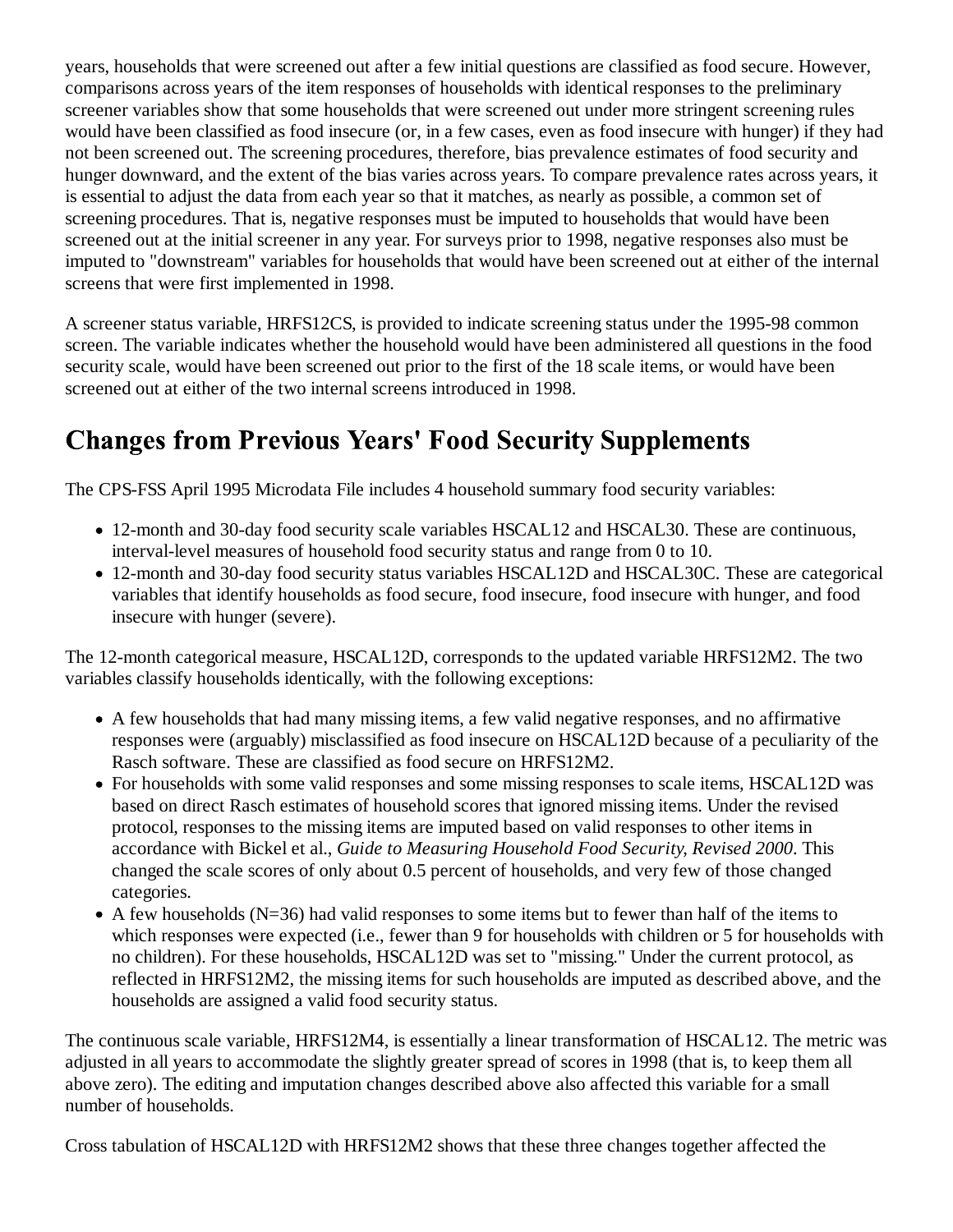years, households that were screened out after a few initial questions are classified as food secure. However, comparisons across years of the item responses of households with identical responses to the preliminary screener variables show that some households that were screened out under more stringent screening rules would have been classified as food insecure (or, in a few cases, even as food insecure with hunger) if they had not been screened out. The screening procedures, therefore, bias prevalence estimates of food security and hunger downward, and the extent of the bias varies across years. To compare prevalence rates across years, it is essential to adjust the data from each year so that it matches, as nearly as possible, a common set of screening procedures. That is, negative responses must be imputed to households that would have been screened out at the initial screener in any year. For surveys prior to 1998, negative responses also must be imputed to "downstream" variables for households that would have been screened out at either of the internal screens that were first implemented in 1998.

A screener status variable, HRFS12CS, is provided to indicate screening status under the 1995-98 common screen. The variable indicates whether the household would have been administered all questions in the food security scale, would have been screened out prior to the first of the 18 scale items, or would have been screened out at either of the two internal screens introduced in 1998.

## Changes from Previous Years' Food Security Supplements

The CPS-FSS April 1995 Microdata File includes 4 household summary food security variables:

- 12-month and 30-day food security scale variables HSCAL12 and HSCAL30. These are continuous, interval-level measures of household food security status and range from 0 to 10.
- 12-month and 30-day food security status variables HSCAL12D and HSCAL30C. These are categorical variables that identify households as food secure, food insecure, food insecure with hunger, and food insecure with hunger (severe).

The 12-month categorical measure, HSCAL12D, corresponds to the updated variable HRFS12M2. The two variables classify households identically, with the following exceptions:

- A few households that had many missing items, a few valid negative responses, and no affirmative responses were (arguably) misclassified as food insecure on HSCAL12D because of a peculiarity of the Rasch software. These are classified as food secure on HRFS12M2.
- For households with some valid responses and some missing responses to scale items, HSCAL12D was based on direct Rasch estimates of household scores that ignored missing items. Under the revised protocol, responses to the missing items are imputed based on valid responses to other items in accordance with Bickel et al., *Guide to Measuring Household Food Security, Revised 2000*. This changed the scale scores of only about 0.5 percent of households, and very few of those changed categories.
- A few households (N=36) had valid responses to some items but to fewer than half of the items to which responses were expected (i.e., fewer than 9 for households with children or 5 for households with no children). For these households, HSCAL12D was set to "missing." Under the current protocol, as reflected in HRFS12M2, the missing items for such households are imputed as described above, and the households are assigned a valid food security status.

The continuous scale variable, HRFS12M4, is essentially a linear transformation of HSCAL12. The metric was adjusted in all years to accommodate the slightly greater spread of scores in 1998 (that is, to keep them all above zero). The editing and imputation changes described above also affected this variable for a small number of households.

Cross tabulation of HSCAL12D with HRFS12M2 shows that these three changes together affected the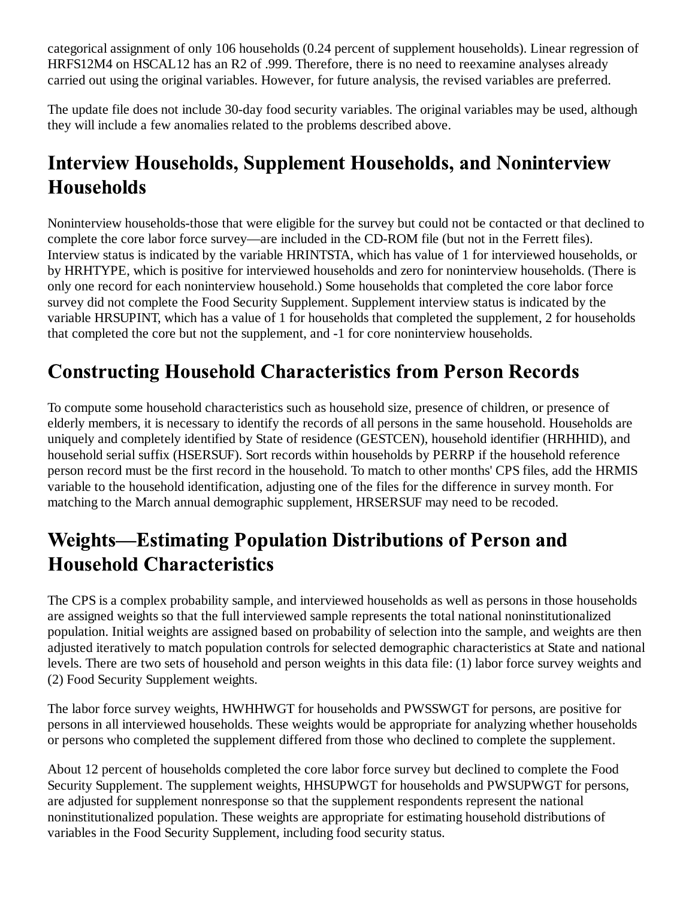categorical assignment of only 106 households (0.24 percent of supplement households). Linear regression of HRFS12M4 on HSCAL12 has an R2 of .999. Therefore, there is no need to reexamine analyses already carried out using the original variables. However, for future analysis, the revised variables are preferred.

The update file does not include 30-day food security variables. The original variables may be used, although they will include a few anomalies related to the problems described above.

## Interview Households, Supplement Households, and Noninterview Households

Noninterview households-those that were eligible for the survey but could not be contacted or that declined to complete the core labor force survey—are included in the CD-ROM file (but not in the Ferrett files). Interview status is indicated by the variable HRINTSTA, which has value of 1 for interviewed households, or by HRHTYPE, which is positive for interviewed households and zero for noninterview households. (There is only one record for each noninterview household.) Some households that completed the core labor force survey did not complete the Food Security Supplement. Supplement interview status is indicated by the variable HRSUPINT, which has a value of 1 for households that completed the supplement, 2 for households that completed the core but not the supplement, and -1 for core noninterview households.

## Constructing Household Characteristics from Person Records

To compute some household characteristics such as household size, presence of children, or presence of elderly members, it is necessary to identify the records of all persons in the same household. Households are uniquely and completely identified by State of residence (GESTCEN), household identifier (HRHHID), and household serial suffix (HSERSUF). Sort records within households by PERRP if the household reference person record must be the first record in the household. To match to other months' CPS files, add the HRMIS variable to the household identification, adjusting one of the files for the difference in survey month. For matching to the March annual demographic supplement, HRSERSUF may need to be recoded.

## Weights—Estimating Population Distributions of Person and Household Characteristics

The CPS is a complex probability sample, and interviewed households as well as persons in those households are assigned weights so that the full interviewed sample represents the total national noninstitutionalized population. Initial weights are assigned based on probability of selection into the sample, and weights are then adjusted iteratively to match population controls for selected demographic characteristics at State and national levels. There are two sets of household and person weights in this data file: (1) labor force survey weights and (2) Food Security Supplement weights.

The labor force survey weights, HWHHWGT for households and PWSSWGT for persons, are positive for persons in all interviewed households. These weights would be appropriate for analyzing whether households or persons who completed the supplement differed from those who declined to complete the supplement.

About 12 percent of households completed the core labor force survey but declined to complete the Food Security Supplement. The supplement weights, HHSUPWGT for households and PWSUPWGT for persons, are adjusted for supplement nonresponse so that the supplement respondents represent the national noninstitutionalized population. These weights are appropriate for estimating household distributions of variables in the Food Security Supplement, including food security status.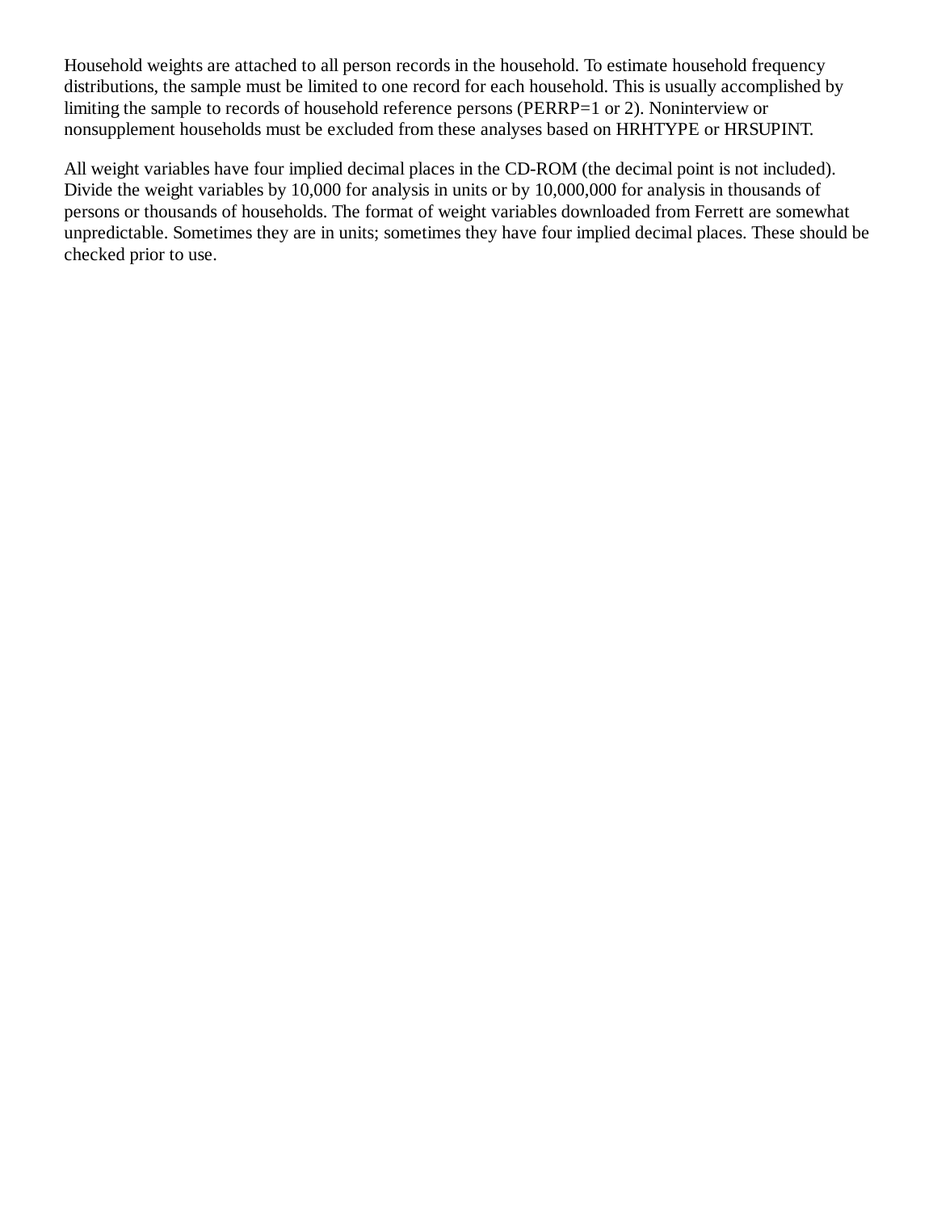Household weights are attached to all person records in the household. To estimate household frequency distributions, the sample must be limited to one record for each household. This is usually accomplished by limiting the sample to records of household reference persons (PERRP=1 or 2). Noninterview or nonsupplement households must be excluded from these analyses based on HRHTYPE or HRSUPINT.

All weight variables have four implied decimal places in the CD-ROM (the decimal point is not included). Divide the weight variables by 10,000 for analysis in units or by 10,000,000 for analysis in thousands of persons or thousands of households. The format of weight variables downloaded from Ferrett are somewhat unpredictable. Sometimes they are in units; sometimes they have four implied decimal places. These should be checked prior to use.